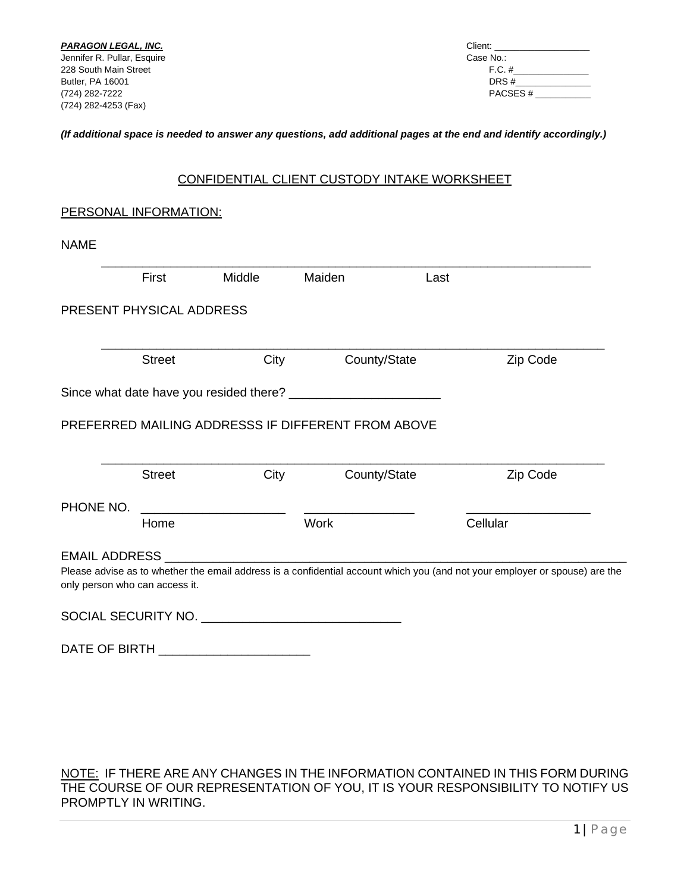***PARAGON LEGAL, INC.***
Jennifer R. Pullar, Esquire
228 South Main Street
Butler, PA 16001
(724) 282-7222
(724) 282-4253 (Fax)

Client: ___________________
Case No.:
F.C. #_______________
DRS #_______________
PACSES # ___________

***(If additional space is needed to answer any questions, add additional pages at the end and identify accordingly.)***

## CONFIDENTIAL CLIENT CUSTODY INTAKE WORKSHEET

### PERSONAL INFORMATION:

NAME

______________________________________________________________________
First Middle Maiden Last

PRESENT PHYSICAL ADDRESS

______________________________________________________________________
Street City County/State Zip Code

Since what date have you resided there? _____________________

PREFERRED MAILING ADDRESSS IF DIFFERENT FROM ABOVE

______________________________________________________________________
Street City County/State Zip Code

PHONE NO. ____________________ _______________ _________________
Home Work Cellular

EMAIL ADDRESS ____________________________________________________________
Please advise as to whether the email address is a confidential account which you (and not your employer or spouse) are the only person who can access it.

SOCIAL SECURITY NO. ____________________________

DATE OF BIRTH _____________________

NOTE: IF THERE ARE ANY CHANGES IN THE INFORMATION CONTAINED IN THIS FORM DURING THE COURSE OF OUR REPRESENTATION OF YOU, IT IS YOUR RESPONSIBILITY TO NOTIFY US PROMPTLY IN WRITING.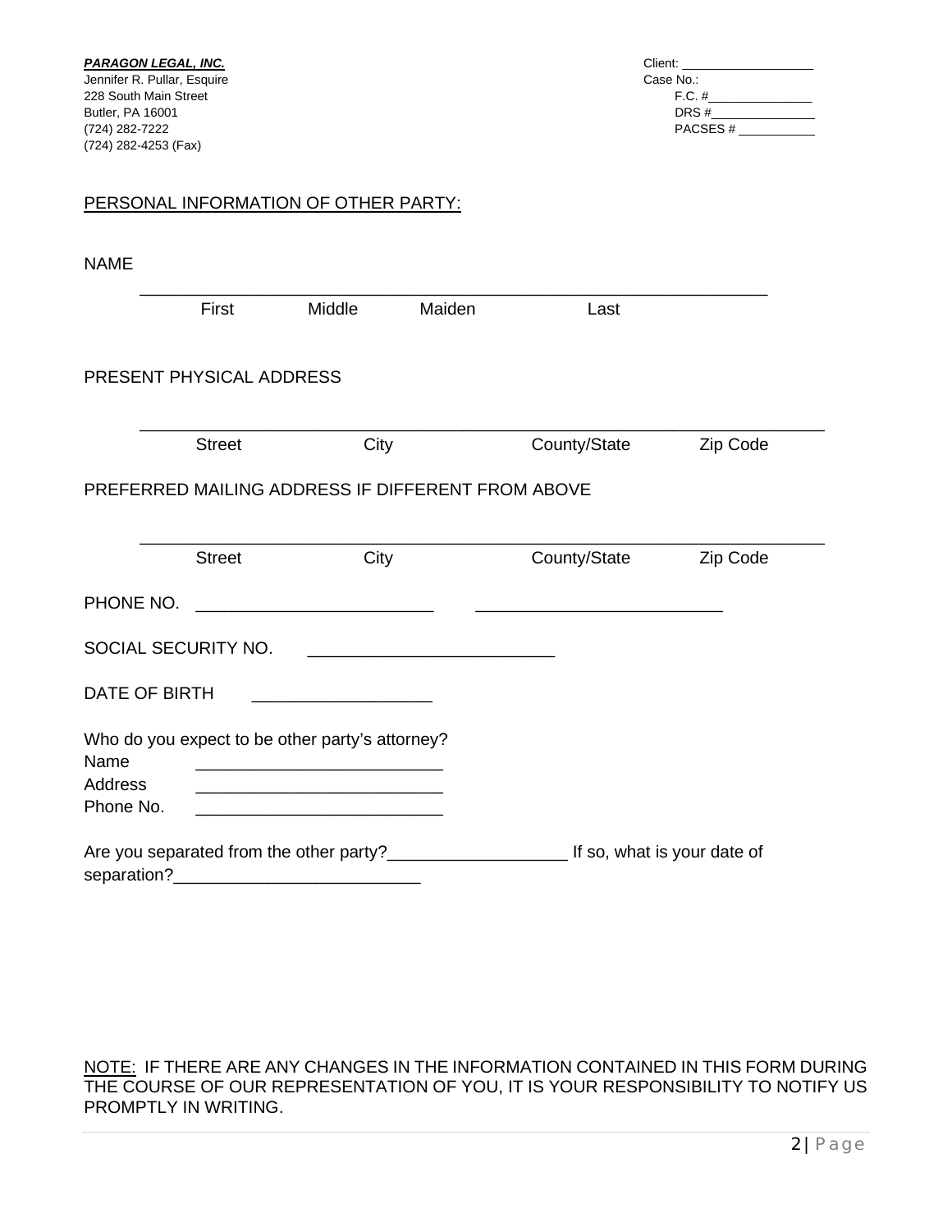***PARAGON LEGAL, INC.***
Jennifer R. Pullar, Esquire
228 South Main Street
Butler, PA 16001
(724) 282-7222
(724) 282-4253 (Fax)

Client: ___________________
Case No.:
F.C. #_______________
DRS #_______________
PACSES # ___________

PERSONAL INFORMATION OF OTHER PARTY:

NAME

_________________________________________________________________

First Middle Maiden Last

PRESENT PHYSICAL ADDRESS

_________________________________________________________________

Street City County/State Zip Code

PREFERRED MAILING ADDRESS IF DIFFERENT FROM ABOVE

_________________________________________________________________

Street City County/State Zip Code

PHONE NO. _________________________ _________________________

SOCIAL SECURITY NO. _________________________

DATE OF BIRTH ___________________

Who do you expect to be other party's attorney?
Name _________________________
Address _________________________
Phone No. _________________________

Are you separated from the other party?___________________ If so, what is your date of separation?_________________________

NOTE: IF THERE ARE ANY CHANGES IN THE INFORMATION CONTAINED IN THIS FORM DURING THE COURSE OF OUR REPRESENTATION OF YOU, IT IS YOUR RESPONSIBILITY TO NOTIFY US PROMPTLY IN WRITING.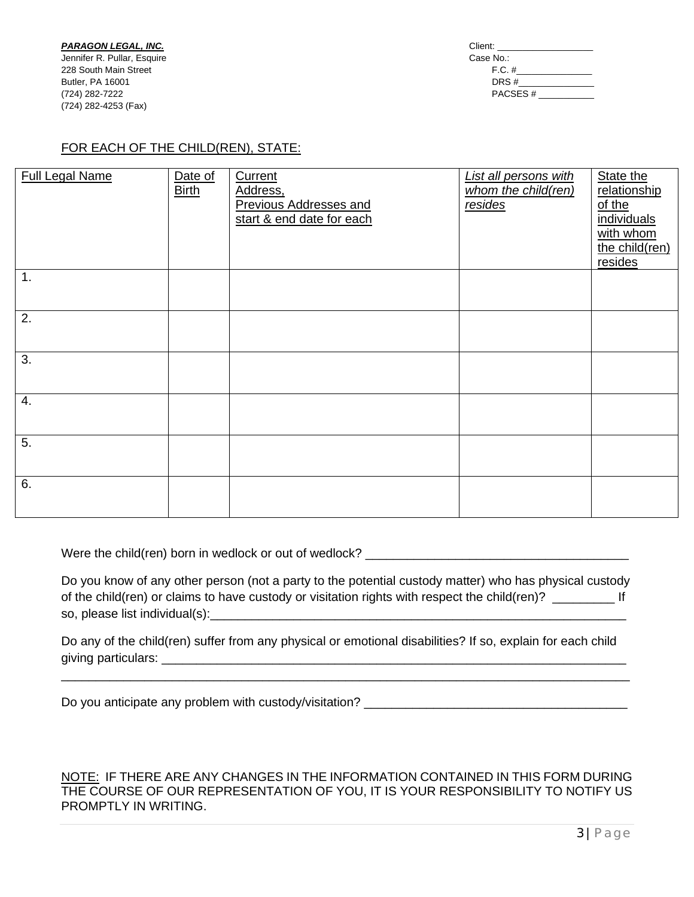***PARAGON LEGAL, INC.***
Jennifer R. Pullar, Esquire
228 South Main Street
Butler, PA 16001
(724) 282-7222
(724) 282-4253 (Fax)

Client: ___________________
Case No.:
F.C. #_______________
DRS #_______________
PACSES # ___________

FOR EACH OF THE CHILD(REN), STATE:

| Full Legal Name | Date of Birth | Current Address, Previous Addresses and start & end date for each | *List all persons with whom the child(ren) resides* | State the relationship of the individuals with whom the child(ren) resides |
|---|---|---|---|---|
| 1. | | | | |
| 2. | | | | |
| 3. | | | | |
| 4. | | | | |
| 5. | | | | |
| 6. | | | | |

Were the child(ren) born in wedlock or out of wedlock? ______________________________________

Do you know of any other person (not a party to the potential custody matter) who has physical custody of the child(ren) or claims to have custody or visitation rights with respect the child(ren)? _________ If so, please list individual(s):______________________________________________________________

Do any of the child(ren) suffer from any physical or emotional disabilities? If so, explain for each child giving particulars: ______________________________________________________________________

____________________________________________________________________________________

Do you anticipate any problem with custody/visitation? ______________________________________

NOTE: IF THERE ARE ANY CHANGES IN THE INFORMATION CONTAINED IN THIS FORM DURING THE COURSE OF OUR REPRESENTATION OF YOU, IT IS YOUR RESPONSIBILITY TO NOTIFY US PROMPTLY IN WRITING.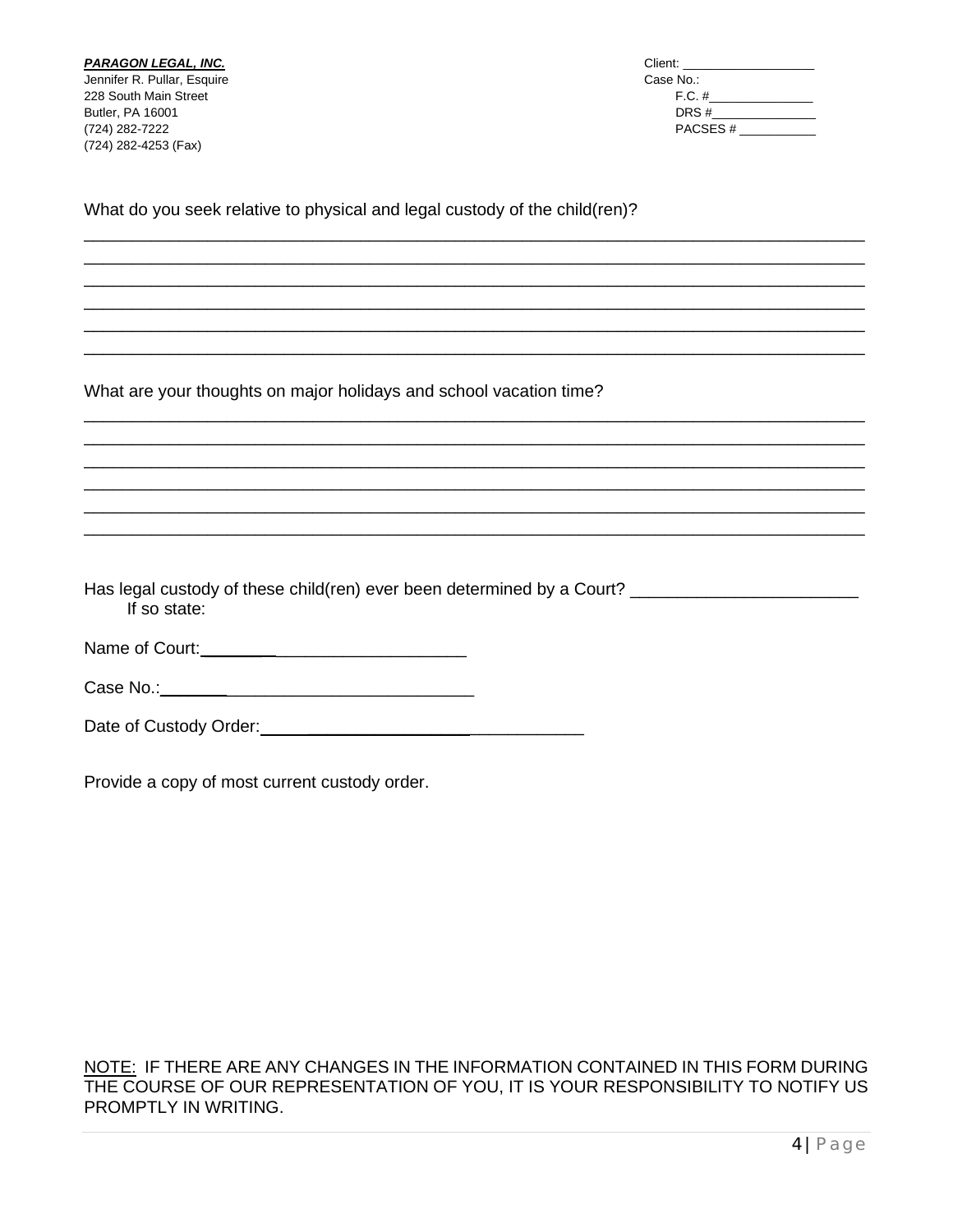***PARAGON LEGAL, INC.***
Jennifer R. Pullar, Esquire
228 South Main Street
Butler, PA 16001
(724) 282-7222
(724) 282-4253 (Fax)

Client: ___________________
Case No.:
F.C. #_______________
DRS #_______________
PACSES # ___________

What do you seek relative to physical and legal custody of the child(ren)?

______________________________________________________________________________
______________________________________________________________________________
______________________________________________________________________________
______________________________________________________________________________
______________________________________________________________________________
______________________________________________________________________________

What are your thoughts on major holidays and school vacation time?

______________________________________________________________________________
______________________________________________________________________________
______________________________________________________________________________
______________________________________________________________________________
______________________________________________________________________________
______________________________________________________________________________

Has legal custody of these child(ren) ever been determined by a Court? _______________________
If so state:

Name of Court:____________________________

Case No.:__________________________________

Date of Custody Order:_____________________________________

Provide a copy of most current custody order.

NOTE: IF THERE ARE ANY CHANGES IN THE INFORMATION CONTAINED IN THIS FORM DURING THE COURSE OF OUR REPRESENTATION OF YOU, IT IS YOUR RESPONSIBILITY TO NOTIFY US PROMPTLY IN WRITING.